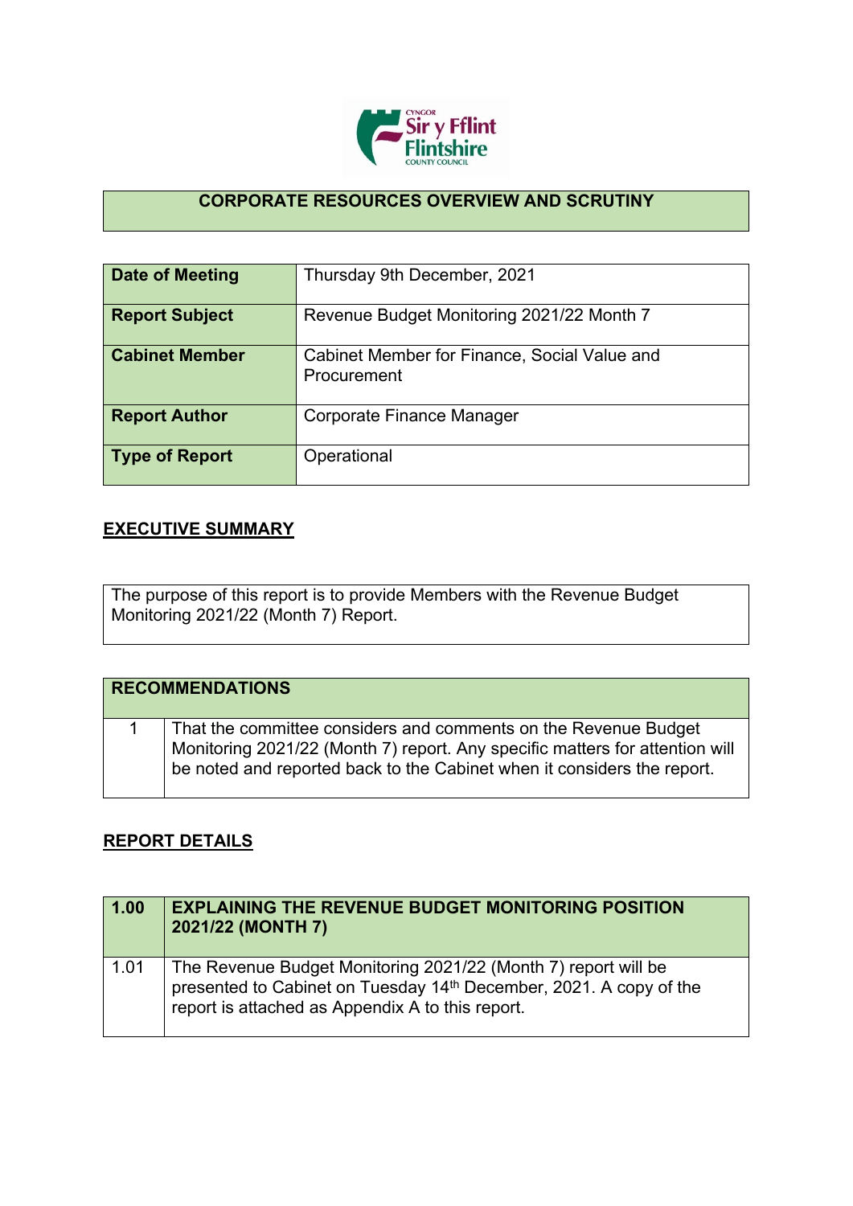## CORPORATE RESOURCES OVERVIEW AND SCRUTINY

| | |
|---|---|
| **Date of Meeting** | Thursday 9th December, 2021 |
| **Report Subject** | Revenue Budget Monitoring 2021/22 Month 7 |
| **Cabinet Member** | Cabinet Member for Finance, Social Value and Procurement |
| **Report Author** | Corporate Finance Manager |
| **Type of Report** | Operational |

## EXECUTIVE SUMMARY

The purpose of this report is to provide Members with the Revenue Budget Monitoring 2021/22 (Month 7) Report.

| RECOMMENDATIONS | |
|---|---|
| 1 | That the committee considers and comments on the Revenue Budget Monitoring 2021/22 (Month 7) report. Any specific matters for attention will be noted and reported back to the Cabinet when it considers the report. |

## REPORT DETAILS

| 1.00 | EXPLAINING THE REVENUE BUDGET MONITORING POSITION 2021/22 (MONTH 7) |
|---|---|
| 1.01 | The Revenue Budget Monitoring 2021/22 (Month 7) report will be presented to Cabinet on Tuesday 14th December, 2021. A copy of the report is attached as Appendix A to this report. |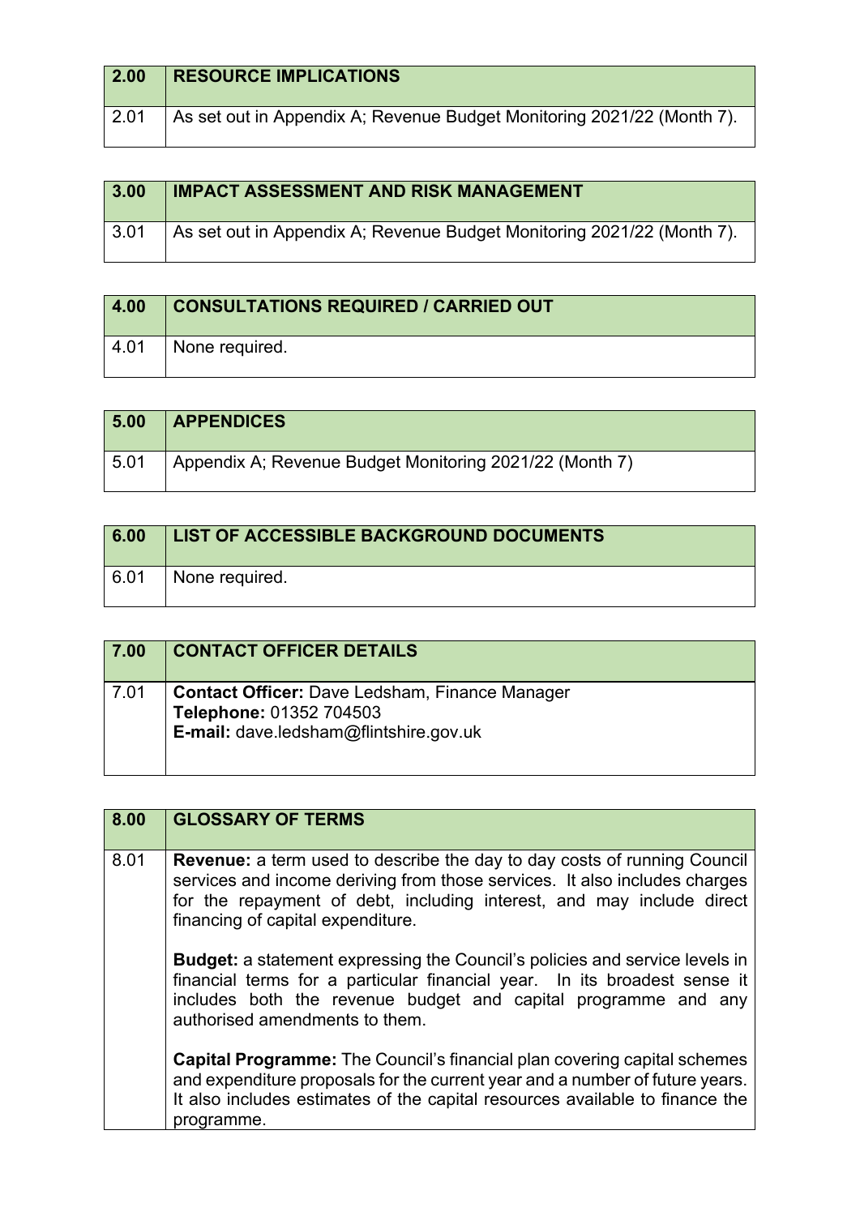| 2.00 | RESOURCE IMPLICATIONS |
| --- | --- |
| 2.01 | As set out in Appendix A; Revenue Budget Monitoring 2021/22 (Month 7). |

| 3.00 | IMPACT ASSESSMENT AND RISK MANAGEMENT |
| --- | --- |
| 3.01 | As set out in Appendix A; Revenue Budget Monitoring 2021/22 (Month 7). |

| 4.00 | CONSULTATIONS REQUIRED / CARRIED OUT |
| --- | --- |
| 4.01 | None required. |

| 5.00 | APPENDICES |
| --- | --- |
| 5.01 | Appendix A; Revenue Budget Monitoring 2021/22 (Month 7) |

| 6.00 | LIST OF ACCESSIBLE BACKGROUND DOCUMENTS |
| --- | --- |
| 6.01 | None required. |

| 7.00 | CONTACT OFFICER DETAILS |
| --- | --- |
| 7.01 | **Contact Officer:** Dave Ledsham, Finance Manager<br>**Telephone:** 01352 704503<br>**E-mail:** dave.ledsham@flintshire.gov.uk |

| 8.00 | GLOSSARY OF TERMS |
| --- | --- |
| 8.01 | **Revenue:** a term used to describe the day to day costs of running Council services and income deriving from those services. It also includes charges for the repayment of debt, including interest, and may include direct financing of capital expenditure.<br><br>**Budget:** a statement expressing the Council's policies and service levels in financial terms for a particular financial year. In its broadest sense it includes both the revenue budget and capital programme and any authorised amendments to them.<br><br>**Capital Programme:** The Council's financial plan covering capital schemes and expenditure proposals for the current year and a number of future years. It also includes estimates of the capital resources available to finance the programme. |